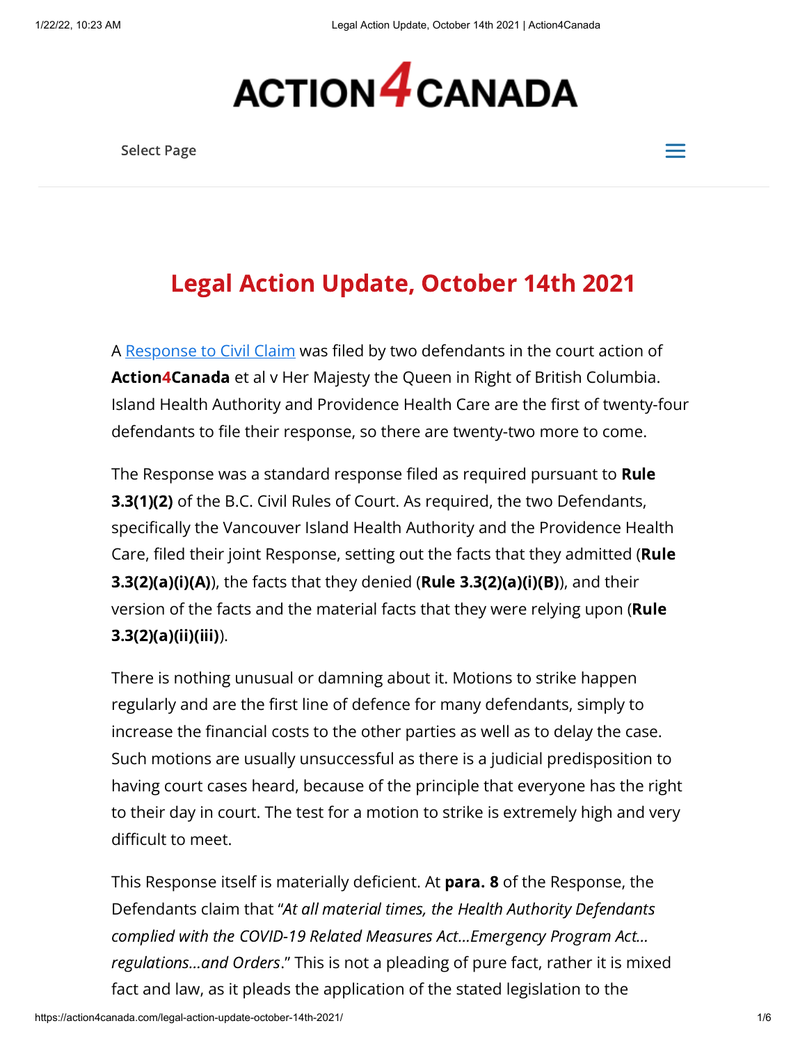# Legal Action Update, October 14th 2021

A [Response to Civil Claim](#) was filed by two defendants in the court action of **Action4Canada** et al v Her Majesty the Queen in Right of British Columbia. Island Health Authority and Providence Health Care are the first of twenty-four defendants to file their response, so there are twenty-two more to come.

The Response was a standard response filed as required pursuant to **Rule 3.3(1)(2)** of the B.C. Civil Rules of Court. As required, the two Defendants, specifically the Vancouver Island Health Authority and the Providence Health Care, filed their joint Response, setting out the facts that they admitted (**Rule 3.3(2)(a)(i)(A)**), the facts that they denied (**Rule 3.3(2)(a)(i)(B)**), and their version of the facts and the material facts that they were relying upon (**Rule 3.3(2)(a)(ii)(iii)**).

There is nothing unusual or damning about it. Motions to strike happen regularly and are the first line of defence for many defendants, simply to increase the financial costs to the other parties as well as to delay the case. Such motions are usually unsuccessful as there is a judicial predisposition to having court cases heard, because of the principle that everyone has the right to their day in court. The test for a motion to strike is extremely high and very difficult to meet.

This Response itself is materially deficient. At **para. 8** of the Response, the Defendants claim that "*At all material times, the Health Authority Defendants complied with the COVID-19 Related Measures Act…Emergency Program Act… regulations…and Orders*." This is not a pleading of pure fact, rather it is mixed fact and law, as it pleads the application of the stated legislation to the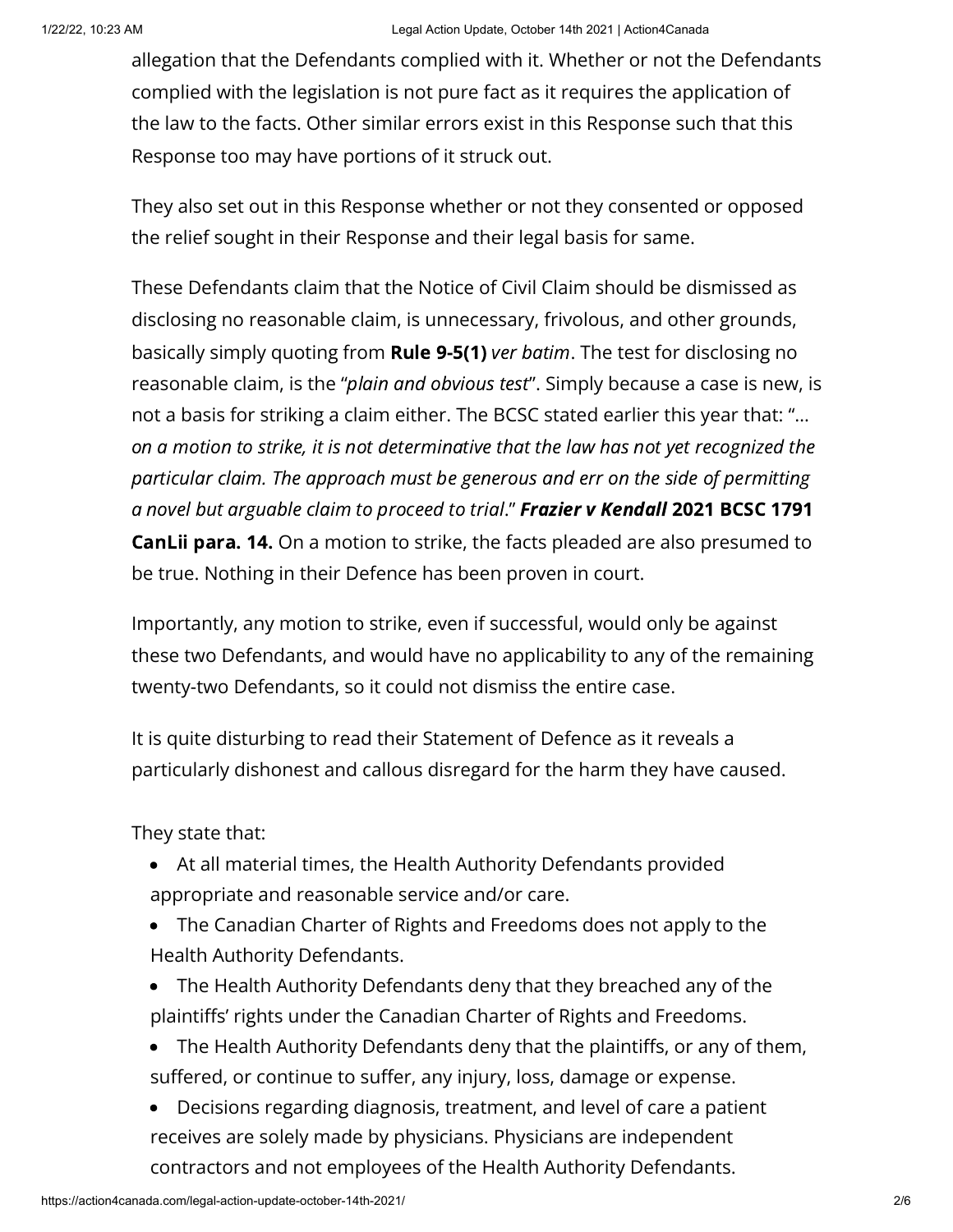allegation that the Defendants complied with it. Whether or not the Defendants complied with the legislation is not pure fact as it requires the application of the law to the facts. Other similar errors exist in this Response such that this Response too may have portions of it struck out.

They also set out in this Response whether or not they consented or opposed the relief sought in their Response and their legal basis for same.

These Defendants claim that the Notice of Civil Claim should be dismissed as disclosing no reasonable claim, is unnecessary, frivolous, and other grounds, basically simply quoting from **Rule 9-5(1)** *ver batim*. The test for disclosing no reasonable claim, is the "*plain and obvious test*". Simply because a case is new, is not a basis for striking a claim either. The BCSC stated earlier this year that: "*… on a motion to strike, it is not determinative that the law has not yet recognized the particular claim. The approach must be generous and err on the side of permitting a novel but arguable claim to proceed to trial*." ***Frazier v Kendall*** **2021 BCSC 1791 CanLii para. 14.** On a motion to strike, the facts pleaded are also presumed to be true. Nothing in their Defence has been proven in court.

Importantly, any motion to strike, even if successful, would only be against these two Defendants, and would have no applicability to any of the remaining twenty-two Defendants, so it could not dismiss the entire case.

It is quite disturbing to read their Statement of Defence as it reveals a particularly dishonest and callous disregard for the harm they have caused.

They state that:

- At all material times, the Health Authority Defendants provided appropriate and reasonable service and/or care.
- The Canadian Charter of Rights and Freedoms does not apply to the Health Authority Defendants.
- The Health Authority Defendants deny that they breached any of the plaintiffs' rights under the Canadian Charter of Rights and Freedoms.
- The Health Authority Defendants deny that the plaintiffs, or any of them, suffered, or continue to suffer, any injury, loss, damage or expense.
- Decisions regarding diagnosis, treatment, and level of care a patient receives are solely made by physicians. Physicians are independent contractors and not employees of the Health Authority Defendants.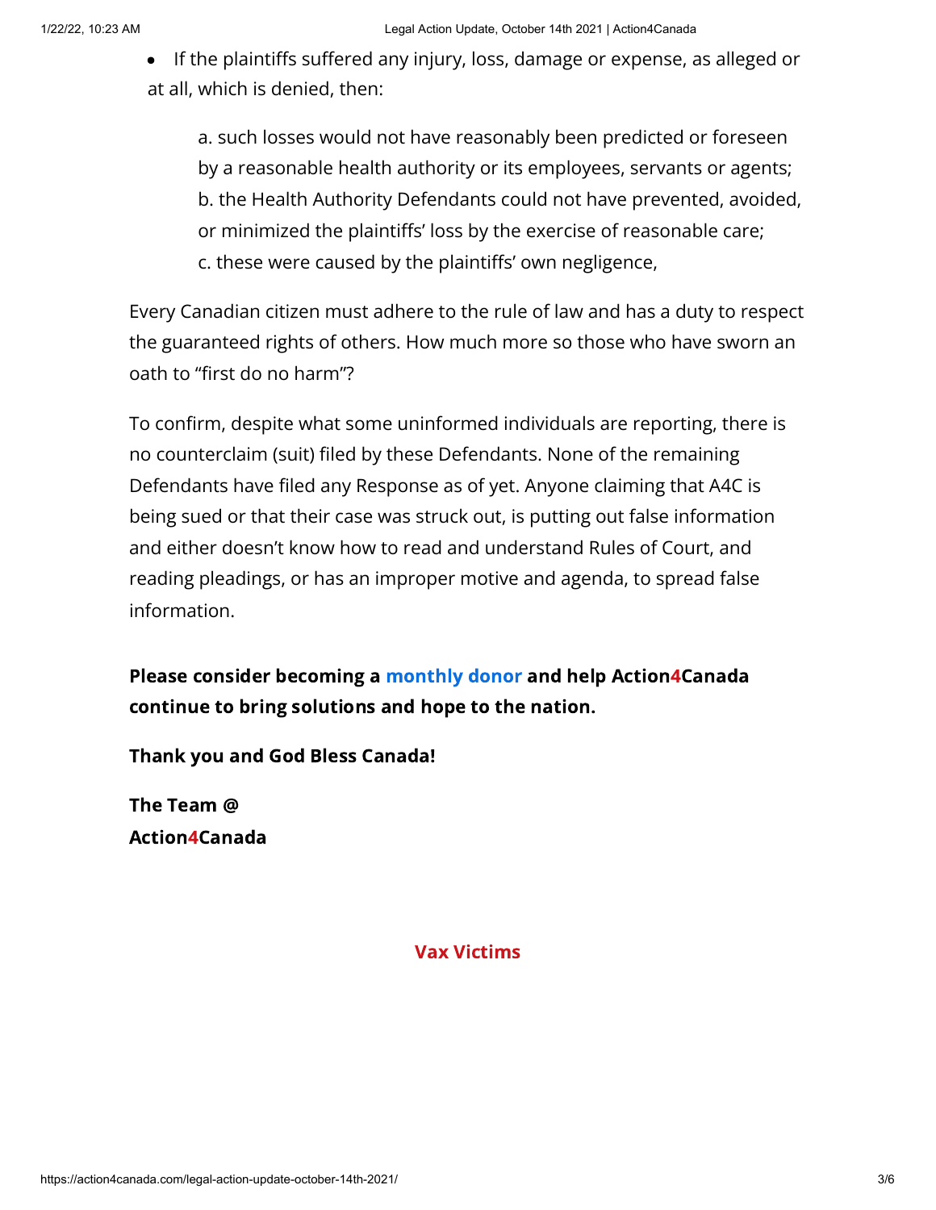- If the plaintiffs suffered any injury, loss, damage or expense, as alleged or at all, which is denied, then:

  a. such losses would not have reasonably been predicted or foreseen by a reasonable health authority or its employees, servants or agents;
  b. the Health Authority Defendants could not have prevented, avoided, or minimized the plaintiffs' loss by the exercise of reasonable care;
  c. these were caused by the plaintiffs' own negligence,

Every Canadian citizen must adhere to the rule of law and has a duty to respect the guaranteed rights of others. How much more so those who have sworn an oath to "first do no harm"?

To confirm, despite what some uninformed individuals are reporting, there is no counterclaim (suit) filed by these Defendants. None of the remaining Defendants have filed any Response as of yet. Anyone claiming that A4C is being sued or that their case was struck out, is putting out false information and either doesn't know how to read and understand Rules of Court, and reading pleadings, or has an improper motive and agenda, to spread false information.

**Please consider becoming a monthly donor and help Action4Canada continue to bring solutions and hope to the nation.**

**Thank you and God Bless Canada!**

**The Team @**
**Action4Canada**

**Vax Victims**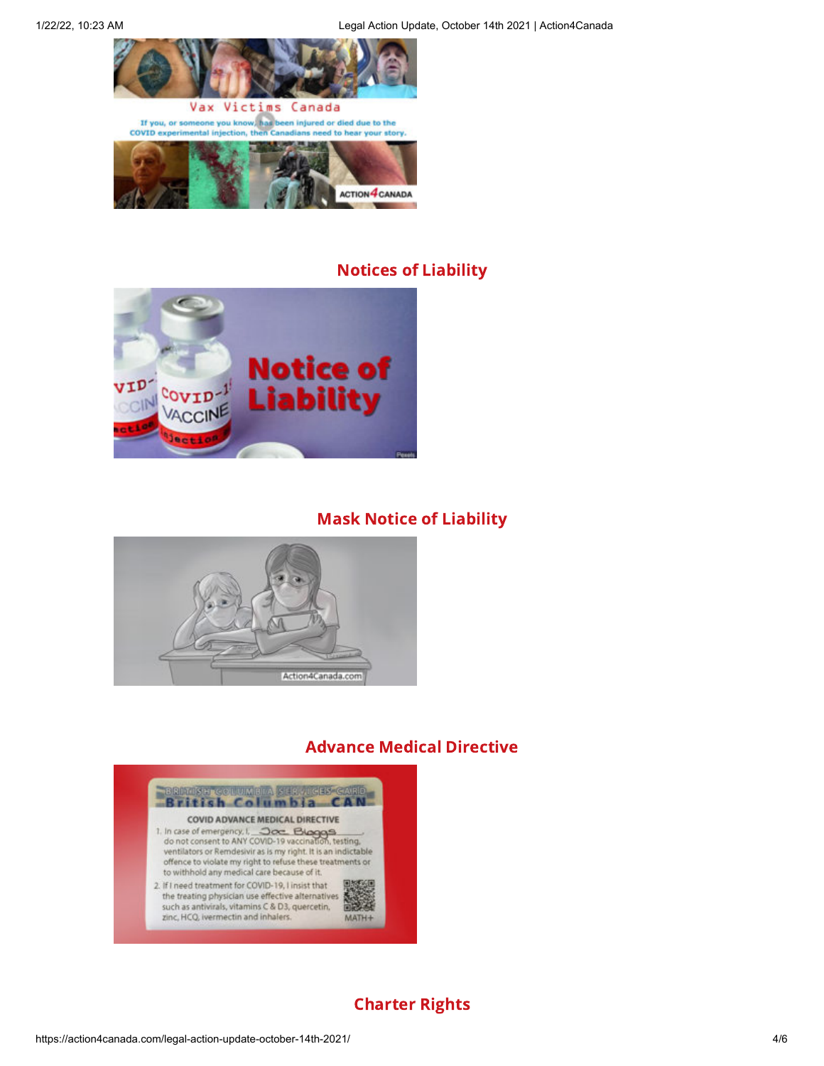## Notices of Liability

## Mask Notice of Liability

## Advance Medical Directive

## Charter Rights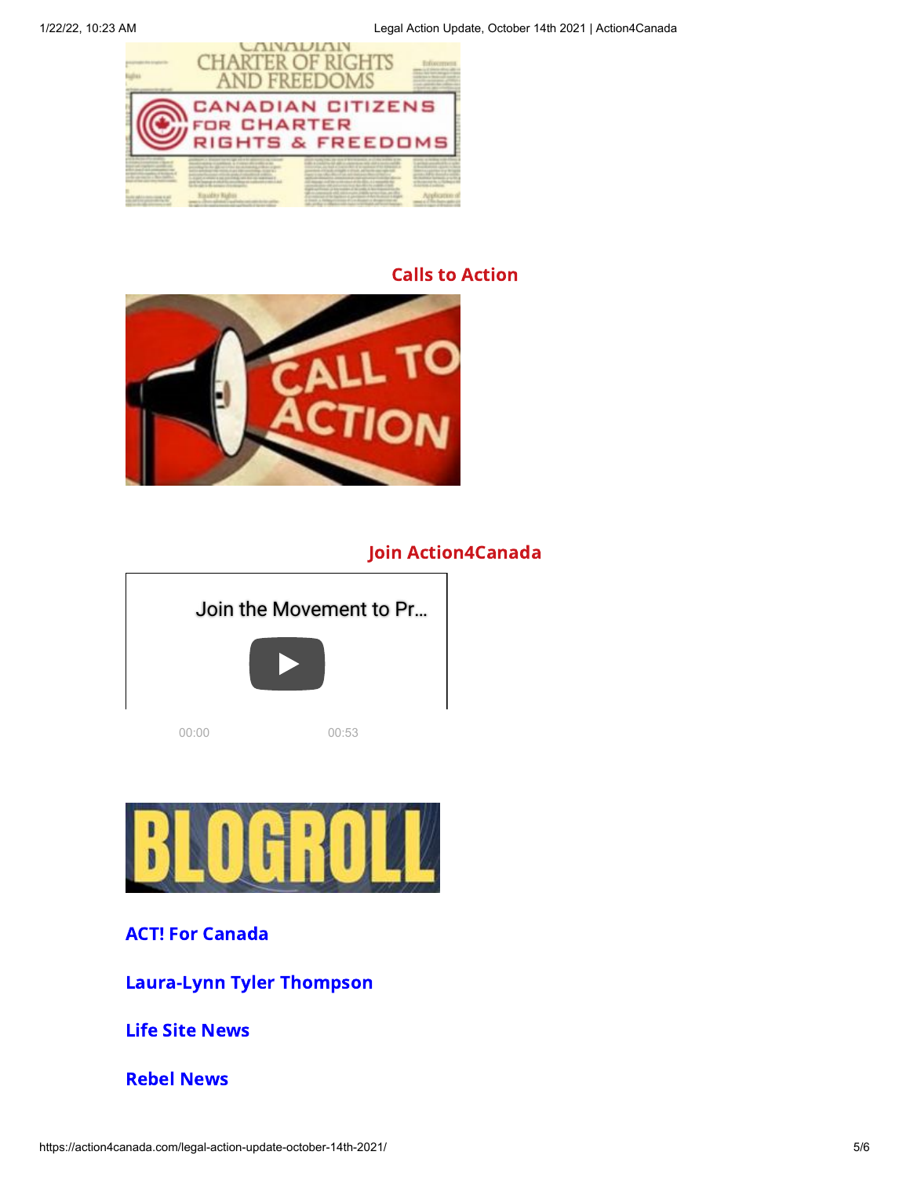## Calls to Action

## Join Action4Canada

Join the Movement to Pr...

00:00 00:53

**ACT! For Canada**

**Laura-Lynn Tyler Thompson**

**Life Site News**

**Rebel News**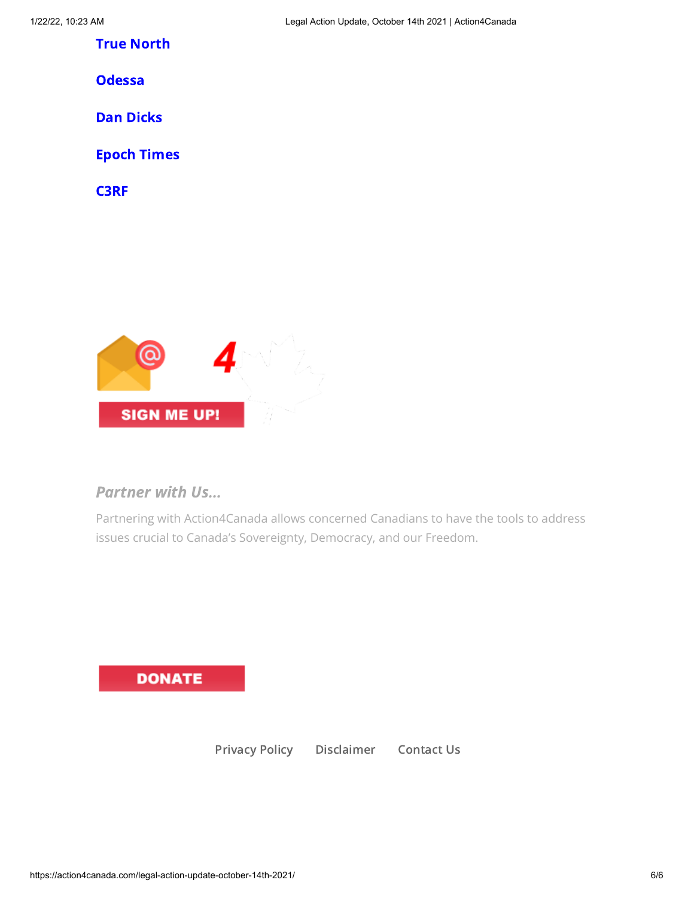**True North**

**Odessa**

**Dan Dicks**

**Epoch Times**

**C3RF**

4

SIGN ME UP!

### *Partner with Us...*

Partnering with Action4Canada allows concerned Canadians to have the tools to address issues crucial to Canada's Sovereignty, Democracy, and our Freedom.

DONATE

Privacy Policy    Disclaimer    Contact Us